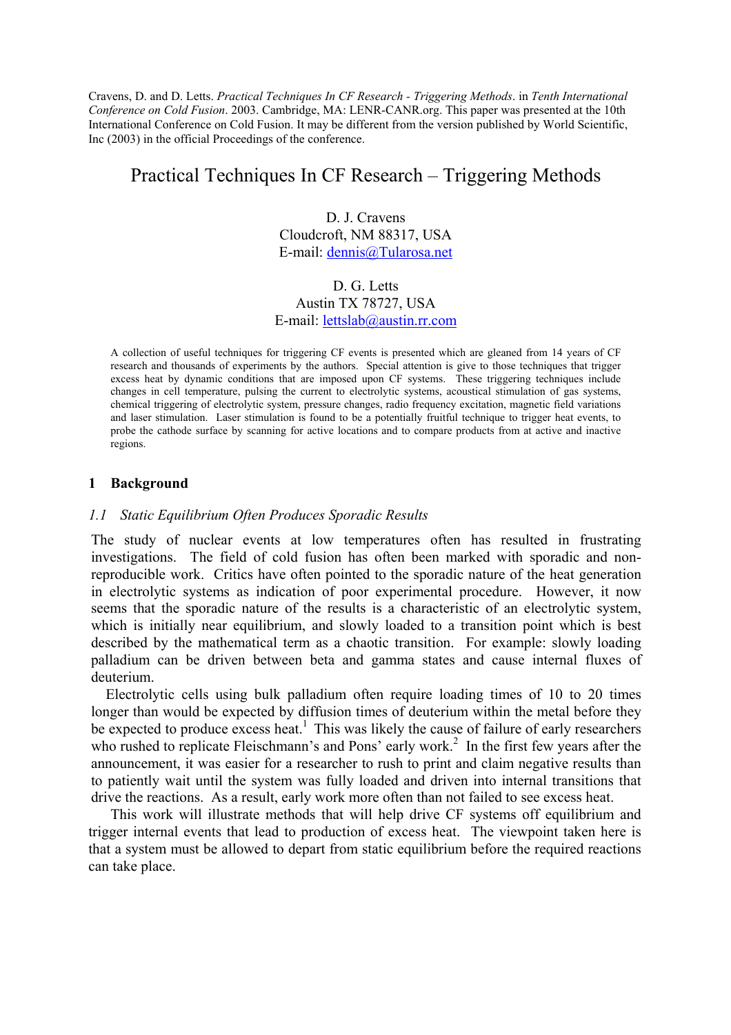Cravens, D. and D. Letts. *Practical Techniques In CF Research - Triggering Methods*. in *Tenth International Conference on Cold Fusion*. 2003. Cambridge, MA: LENR-CANR.org. This paper was presented at the 10th International Conference on Cold Fusion. It may be different from the version published by World Scientific, Inc (2003) in the official Proceedings of the conference.

# Practical Techniques In CF Research – Triggering Methods

D. J. Cravens
Cloudcroft, NM 88317, USA
E-mail: dennis@Tularosa.net

D. G. Letts
Austin TX 78727, USA
E-mail: lettslab@austin.rr.com

A collection of useful techniques for triggering CF events is presented which are gleaned from 14 years of CF research and thousands of experiments by the authors. Special attention is give to those techniques that trigger excess heat by dynamic conditions that are imposed upon CF systems. These triggering techniques include changes in cell temperature, pulsing the current to electrolytic systems, acoustical stimulation of gas systems, chemical triggering of electrolytic system, pressure changes, radio frequency excitation, magnetic field variations and laser stimulation. Laser stimulation is found to be a potentially fruitful technique to trigger heat events, to probe the cathode surface by scanning for active locations and to compare products from at active and inactive regions.

## 1 Background

### *1.1 Static Equilibrium Often Produces Sporadic Results*

The study of nuclear events at low temperatures often has resulted in frustrating investigations. The field of cold fusion has often been marked with sporadic and non-reproducible work. Critics have often pointed to the sporadic nature of the heat generation in electrolytic systems as indication of poor experimental procedure. However, it now seems that the sporadic nature of the results is a characteristic of an electrolytic system, which is initially near equilibrium, and slowly loaded to a transition point which is best described by the mathematical term as a chaotic transition. For example: slowly loading palladium can be driven between beta and gamma states and cause internal fluxes of deuterium.

Electrolytic cells using bulk palladium often require loading times of 10 to 20 times longer than would be expected by diffusion times of deuterium within the metal before they be expected to produce excess heat.[1] This was likely the cause of failure of early researchers who rushed to replicate Fleischmann's and Pons' early work.[2] In the first few years after the announcement, it was easier for a researcher to rush to print and claim negative results than to patiently wait until the system was fully loaded and driven into internal transitions that drive the reactions. As a result, early work more often than not failed to see excess heat.

This work will illustrate methods that will help drive CF systems off equilibrium and trigger internal events that lead to production of excess heat. The viewpoint taken here is that a system must be allowed to depart from static equilibrium before the required reactions can take place.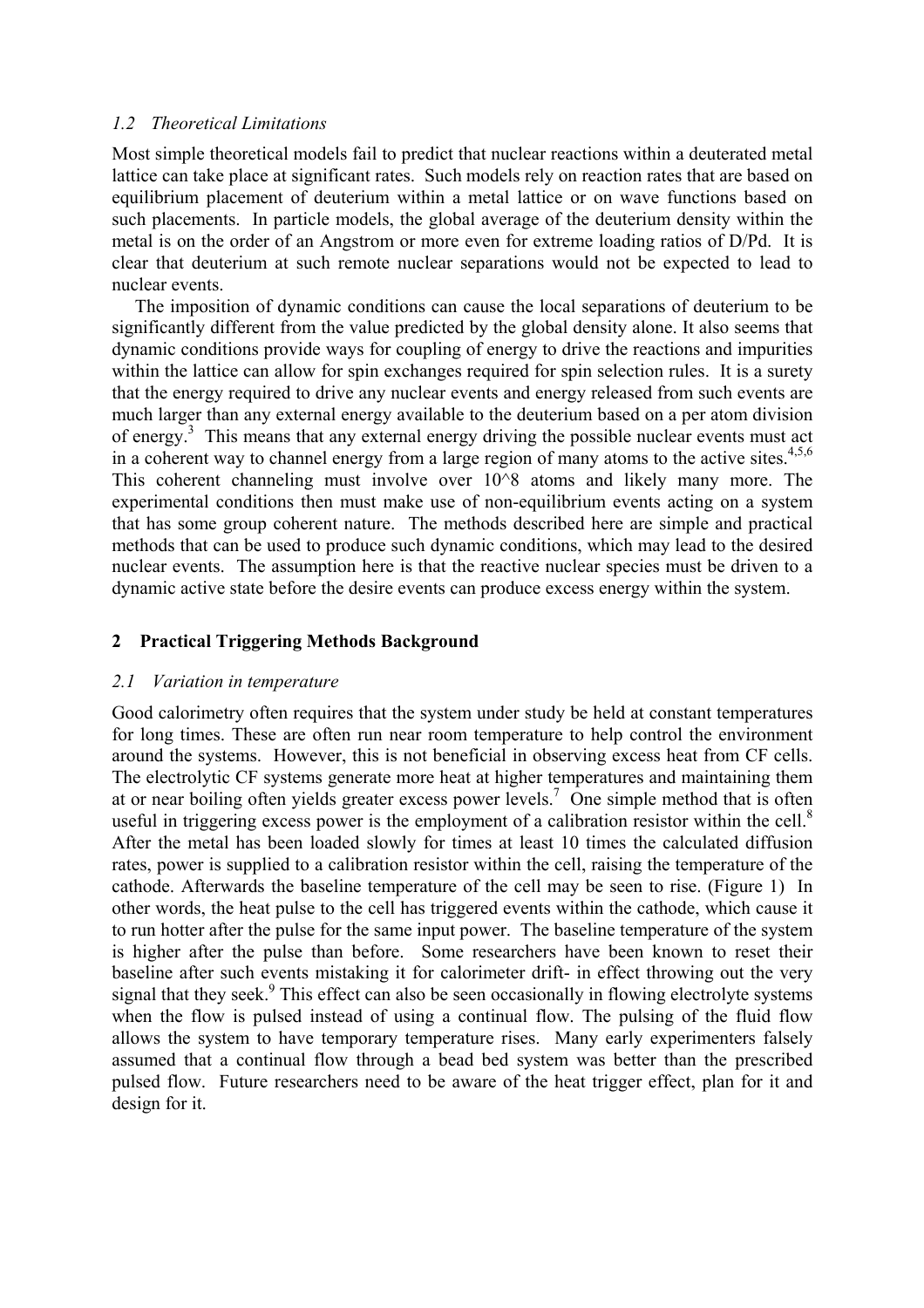### *1.2 Theoretical Limitations*

Most simple theoretical models fail to predict that nuclear reactions within a deuterated metal lattice can take place at significant rates. Such models rely on reaction rates that are based on equilibrium placement of deuterium within a metal lattice or on wave functions based on such placements. In particle models, the global average of the deuterium density within the metal is on the order of an Angstrom or more even for extreme loading ratios of D/Pd. It is clear that deuterium at such remote nuclear separations would not be expected to lead to nuclear events.

The imposition of dynamic conditions can cause the local separations of deuterium to be significantly different from the value predicted by the global density alone. It also seems that dynamic conditions provide ways for coupling of energy to drive the reactions and impurities within the lattice can allow for spin exchanges required for spin selection rules. It is a surety that the energy required to drive any nuclear events and energy released from such events are much larger than any external energy available to the deuterium based on a per atom division of energy.[3] This means that any external energy driving the possible nuclear events must act in a coherent way to channel energy from a large region of many atoms to the active sites.[4,5,6] This coherent channeling must involve over 10^8 atoms and likely many more. The experimental conditions then must make use of non-equilibrium events acting on a system that has some group coherent nature. The methods described here are simple and practical methods that can be used to produce such dynamic conditions, which may lead to the desired nuclear events. The assumption here is that the reactive nuclear species must be driven to a dynamic active state before the desire events can produce excess energy within the system.

## 2 Practical Triggering Methods Background

### *2.1 Variation in temperature*

Good calorimetry often requires that the system under study be held at constant temperatures for long times. These are often run near room temperature to help control the environment around the systems. However, this is not beneficial in observing excess heat from CF cells. The electrolytic CF systems generate more heat at higher temperatures and maintaining them at or near boiling often yields greater excess power levels.[7] One simple method that is often useful in triggering excess power is the employment of a calibration resistor within the cell.[8] After the metal has been loaded slowly for times at least 10 times the calculated diffusion rates, power is supplied to a calibration resistor within the cell, raising the temperature of the cathode. Afterwards the baseline temperature of the cell may be seen to rise. (Figure 1) In other words, the heat pulse to the cell has triggered events within the cathode, which cause it to run hotter after the pulse for the same input power. The baseline temperature of the system is higher after the pulse than before. Some researchers have been known to reset their baseline after such events mistaking it for calorimeter drift- in effect throwing out the very signal that they seek.[9] This effect can also be seen occasionally in flowing electrolyte systems when the flow is pulsed instead of using a continual flow. The pulsing of the fluid flow allows the system to have temporary temperature rises. Many early experimenters falsely assumed that a continual flow through a bead bed system was better than the prescribed pulsed flow. Future researchers need to be aware of the heat trigger effect, plan for it and design for it.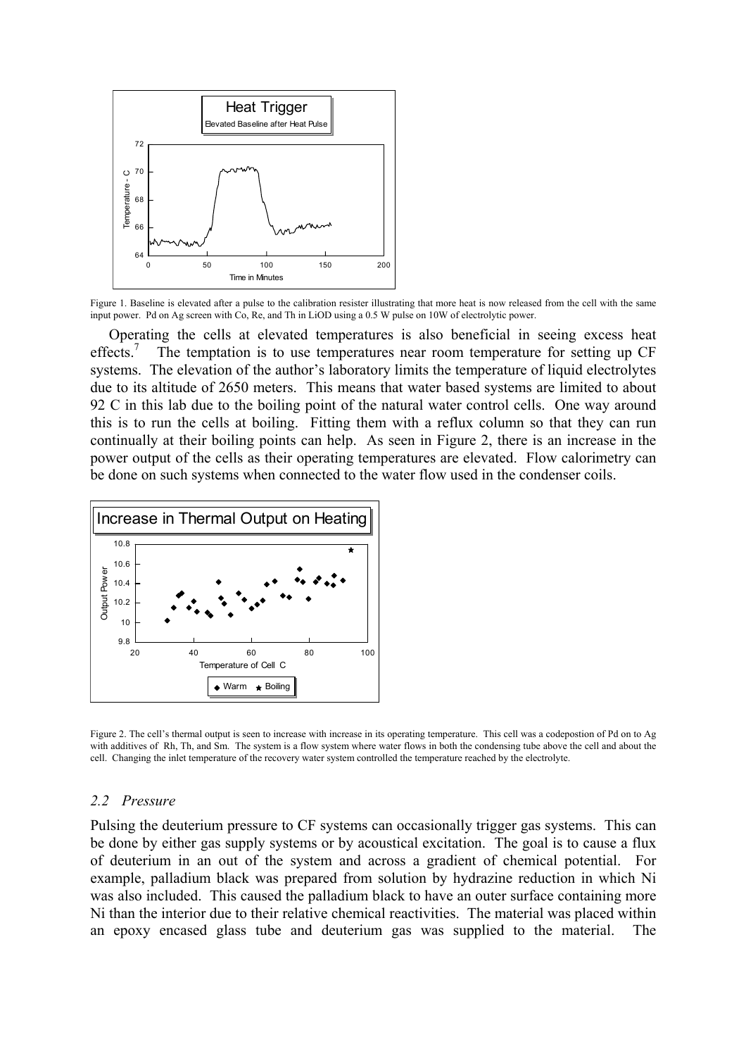Figure 1. Baseline is elevated after a pulse to the calibration resister illustrating that more heat is now released from the cell with the same input power. Pd on Ag screen with Co, Re, and Th in LiOD using a 0.5 W pulse on 10W of electrolytic power.

Operating the cells at elevated temperatures is also beneficial in seeing excess heat effects.[7] The temptation is to use temperatures near room temperature for setting up CF systems. The elevation of the author's laboratory limits the temperature of liquid electrolytes due to its altitude of 2650 meters. This means that water based systems are limited to about 92 C in this lab due to the boiling point of the natural water control cells. One way around this is to run the cells at boiling. Fitting them with a reflux column so that they can run continually at their boiling points can help. As seen in Figure 2, there is an increase in the power output of the cells as their operating temperatures are elevated. Flow calorimetry can be done on such systems when connected to the water flow used in the condenser coils.

Figure 2. The cell's thermal output is seen to increase with increase in its operating temperature. This cell was a codepostion of Pd on to Ag with additives of Rh, Th, and Sm. The system is a flow system where water flows in both the condensing tube above the cell and about the cell. Changing the inlet temperature of the recovery water system controlled the temperature reached by the electrolyte.

### *2.2 Pressure*

Pulsing the deuterium pressure to CF systems can occasionally trigger gas systems. This can be done by either gas supply systems or by acoustical excitation. The goal is to cause a flux of deuterium in an out of the system and across a gradient of chemical potential. For example, palladium black was prepared from solution by hydrazine reduction in which Ni was also included. This caused the palladium black to have an outer surface containing more Ni than the interior due to their relative chemical reactivities. The material was placed within an epoxy encased glass tube and deuterium gas was supplied to the material. The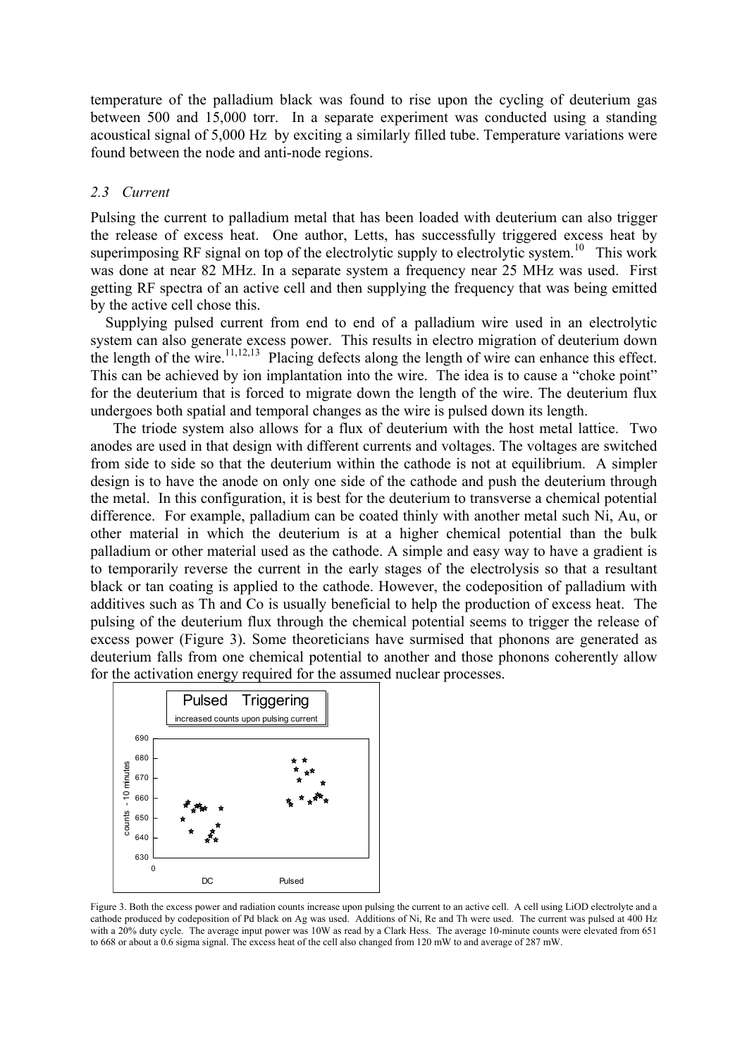temperature of the palladium black was found to rise upon the cycling of deuterium gas between 500 and 15,000 torr. In a separate experiment was conducted using a standing acoustical signal of 5,000 Hz by exciting a similarly filled tube. Temperature variations were found between the node and anti-node regions.

### *2.3 Current*

Pulsing the current to palladium metal that has been loaded with deuterium can also trigger the release of excess heat. One author, Letts, has successfully triggered excess heat by superimposing RF signal on top of the electrolytic supply to electrolytic system.[10] This work was done at near 82 MHz. In a separate system a frequency near 25 MHz was used. First getting RF spectra of an active cell and then supplying the frequency that was being emitted by the active cell chose this.

Supplying pulsed current from end to end of a palladium wire used in an electrolytic system can also generate excess power. This results in electro migration of deuterium down the length of the wire.[11,12,13] Placing defects along the length of wire can enhance this effect. This can be achieved by ion implantation into the wire. The idea is to cause a "choke point" for the deuterium that is forced to migrate down the length of the wire. The deuterium flux undergoes both spatial and temporal changes as the wire is pulsed down its length.

The triode system also allows for a flux of deuterium with the host metal lattice. Two anodes are used in that design with different currents and voltages. The voltages are switched from side to side so that the deuterium within the cathode is not at equilibrium. A simpler design is to have the anode on only one side of the cathode and push the deuterium through the metal. In this configuration, it is best for the deuterium to transverse a chemical potential difference. For example, palladium can be coated thinly with another metal such Ni, Au, or other material in which the deuterium is at a higher chemical potential than the bulk palladium or other material used as the cathode. A simple and easy way to have a gradient is to temporarily reverse the current in the early stages of the electrolysis so that a resultant black or tan coating is applied to the cathode. However, the codeposition of palladium with additives such as Th and Co is usually beneficial to help the production of excess heat. The pulsing of the deuterium flux through the chemical potential seems to trigger the release of excess power (Figure 3). Some theoreticians have surmised that phonons are generated as deuterium falls from one chemical potential to another and those phonons coherently allow for the activation energy required for the assumed nuclear processes.

Figure 3. Both the excess power and radiation counts increase upon pulsing the current to an active cell. A cell using LiOD electrolyte and a cathode produced by codeposition of Pd black on Ag was used. Additions of Ni, Re and Th were used. The current was pulsed at 400 Hz with a 20% duty cycle. The average input power was 10W as read by a Clark Hess. The average 10-minute counts were elevated from 651 to 668 or about a 0.6 sigma signal. The excess heat of the cell also changed from 120 mW to and average of 287 mW.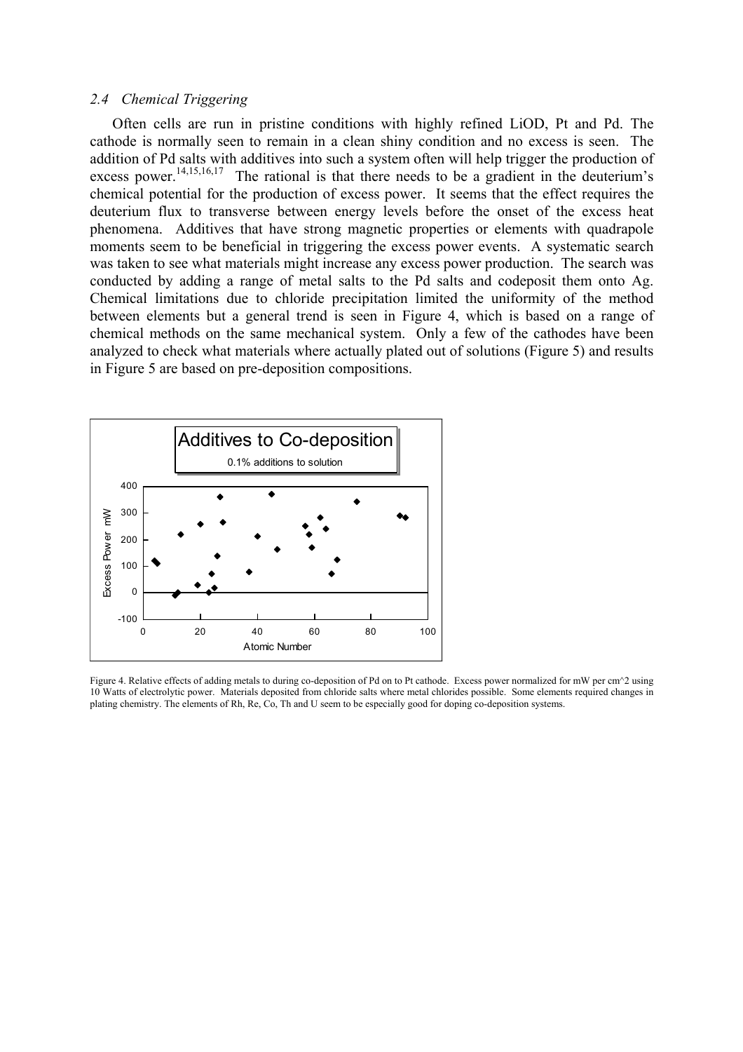### *2.4 Chemical Triggering*

Often cells are run in pristine conditions with highly refined LiOD, Pt and Pd. The cathode is normally seen to remain in a clean shiny condition and no excess is seen. The addition of Pd salts with additives into such a system often will help trigger the production of excess power.[14,15,16,17] The rational is that there needs to be a gradient in the deuterium's chemical potential for the production of excess power. It seems that the effect requires the deuterium flux to transverse between energy levels before the onset of the excess heat phenomena. Additives that have strong magnetic properties or elements with quadrapole moments seem to be beneficial in triggering the excess power events. A systematic search was taken to see what materials might increase any excess power production. The search was conducted by adding a range of metal salts to the Pd salts and codeposit them onto Ag. Chemical limitations due to chloride precipitation limited the uniformity of the method between elements but a general trend is seen in Figure 4, which is based on a range of chemical methods on the same mechanical system. Only a few of the cathodes have been analyzed to check what materials where actually plated out of solutions (Figure 5) and results in Figure 5 are based on pre-deposition compositions.

Figure 4. Relative effects of adding metals to during co-deposition of Pd on to Pt cathode. Excess power normalized for mW per cm^2 using 10 Watts of electrolytic power. Materials deposited from chloride salts where metal chlorides possible. Some elements required changes in plating chemistry. The elements of Rh, Re, Co, Th and U seem to be especially good for doping co-deposition systems.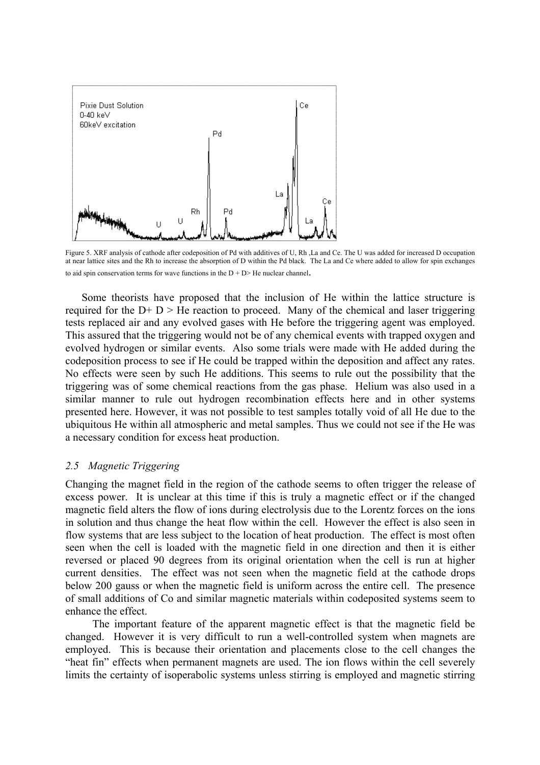Figure 5. XRF analysis of cathode after codeposition of Pd with additives of U, Rh ,La and Ce. The U was added for increased D occupation at near lattice sites and the Rh to increase the absorption of D within the Pd black. The La and Ce where added to allow for spin exchanges to aid spin conservation terms for wave functions in the D + D> He nuclear channel.

Some theorists have proposed that the inclusion of He within the lattice structure is required for the D+ D > He reaction to proceed. Many of the chemical and laser triggering tests replaced air and any evolved gases with He before the triggering agent was employed. This assured that the triggering would not be of any chemical events with trapped oxygen and evolved hydrogen or similar events. Also some trials were made with He added during the codeposition process to see if He could be trapped within the deposition and affect any rates. No effects were seen by such He additions. This seems to rule out the possibility that the triggering was of some chemical reactions from the gas phase. Helium was also used in a similar manner to rule out hydrogen recombination effects here and in other systems presented here. However, it was not possible to test samples totally void of all He due to the ubiquitous He within all atmospheric and metal samples. Thus we could not see if the He was a necessary condition for excess heat production.

## *2.5 Magnetic Triggering*

Changing the magnet field in the region of the cathode seems to often trigger the release of excess power. It is unclear at this time if this is truly a magnetic effect or if the changed magnetic field alters the flow of ions during electrolysis due to the Lorentz forces on the ions in solution and thus change the heat flow within the cell. However the effect is also seen in flow systems that are less subject to the location of heat production. The effect is most often seen when the cell is loaded with the magnetic field in one direction and then it is either reversed or placed 90 degrees from its original orientation when the cell is run at higher current densities. The effect was not seen when the magnetic field at the cathode drops below 200 gauss or when the magnetic field is uniform across the entire cell. The presence of small additions of Co and similar magnetic materials within codeposited systems seem to enhance the effect.

The important feature of the apparent magnetic effect is that the magnetic field be changed. However it is very difficult to run a well-controlled system when magnets are employed. This is because their orientation and placements close to the cell changes the "heat fin" effects when permanent magnets are used. The ion flows within the cell severely limits the certainty of isoperabolic systems unless stirring is employed and magnetic stirring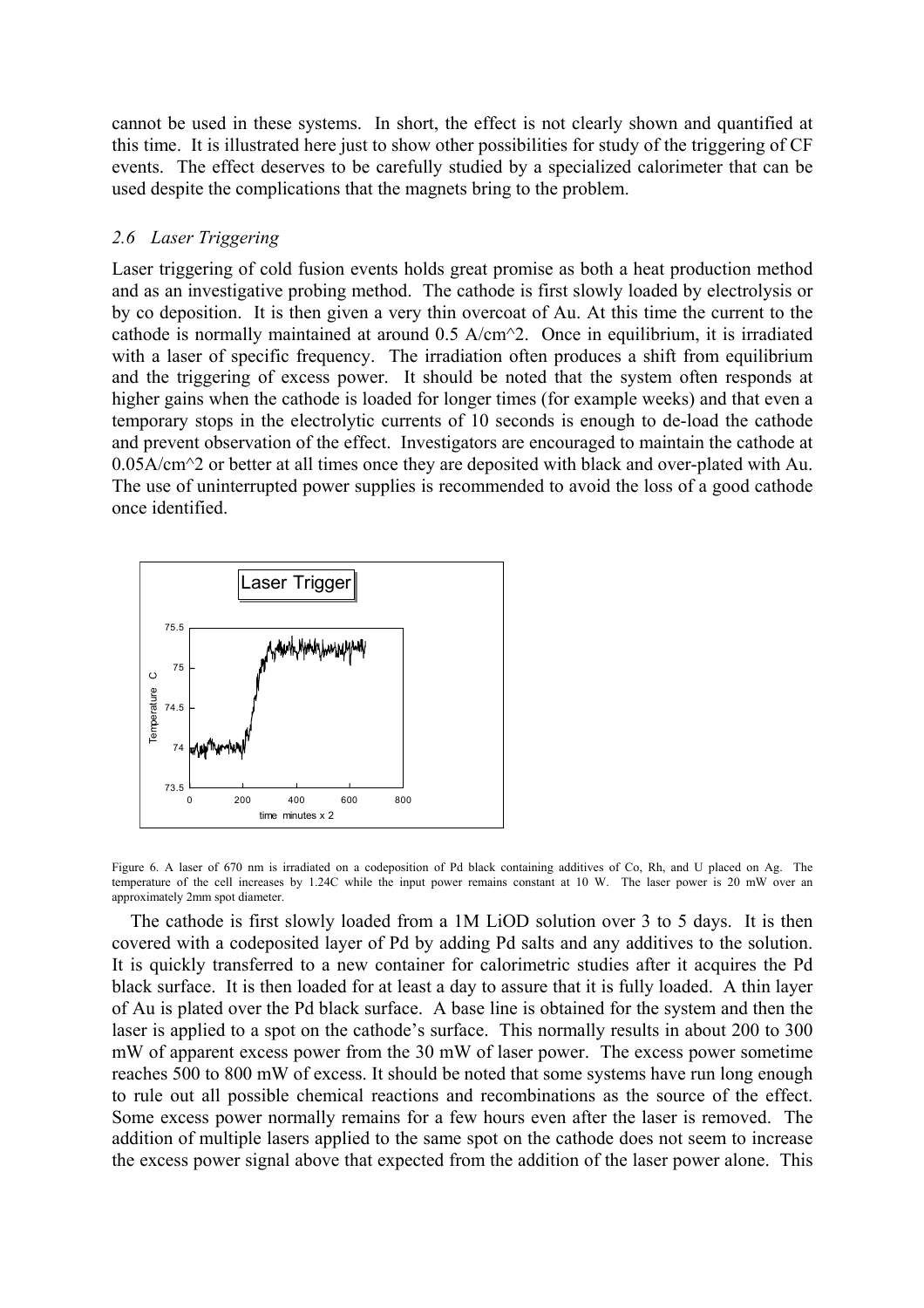cannot be used in these systems. In short, the effect is not clearly shown and quantified at this time. It is illustrated here just to show other possibilities for study of the triggering of CF events. The effect deserves to be carefully studied by a specialized calorimeter that can be used despite the complications that the magnets bring to the problem.

### *2.6 Laser Triggering*

Laser triggering of cold fusion events holds great promise as both a heat production method and as an investigative probing method. The cathode is first slowly loaded by electrolysis or by co deposition. It is then given a very thin overcoat of Au. At this time the current to the cathode is normally maintained at around 0.5 A/cm^2. Once in equilibrium, it is irradiated with a laser of specific frequency. The irradiation often produces a shift from equilibrium and the triggering of excess power. It should be noted that the system often responds at higher gains when the cathode is loaded for longer times (for example weeks) and that even a temporary stops in the electrolytic currents of 10 seconds is enough to de-load the cathode and prevent observation of the effect. Investigators are encouraged to maintain the cathode at 0.05A/cm^2 or better at all times once they are deposited with black and over-plated with Au. The use of uninterrupted power supplies is recommended to avoid the loss of a good cathode once identified.

Figure 6. A laser of 670 nm is irradiated on a codeposition of Pd black containing additives of Co, Rh, and U placed on Ag. The temperature of the cell increases by 1.24C while the input power remains constant at 10 W. The laser power is 20 mW over an approximately 2mm spot diameter.

The cathode is first slowly loaded from a 1M LiOD solution over 3 to 5 days. It is then covered with a codeposited layer of Pd by adding Pd salts and any additives to the solution. It is quickly transferred to a new container for calorimetric studies after it acquires the Pd black surface. It is then loaded for at least a day to assure that it is fully loaded. A thin layer of Au is plated over the Pd black surface. A base line is obtained for the system and then the laser is applied to a spot on the cathode's surface. This normally results in about 200 to 300 mW of apparent excess power from the 30 mW of laser power. The excess power sometime reaches 500 to 800 mW of excess. It should be noted that some systems have run long enough to rule out all possible chemical reactions and recombinations as the source of the effect. Some excess power normally remains for a few hours even after the laser is removed. The addition of multiple lasers applied to the same spot on the cathode does not seem to increase the excess power signal above that expected from the addition of the laser power alone. This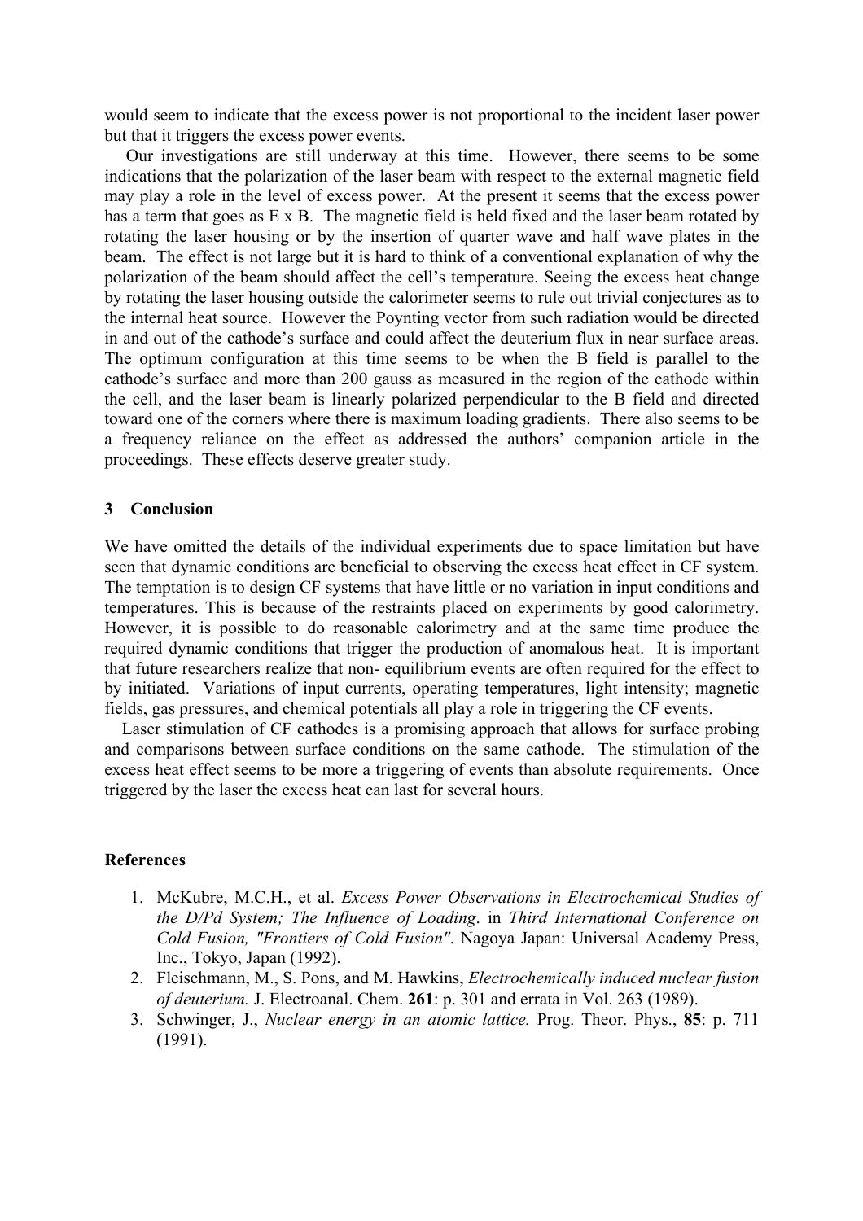would seem to indicate that the excess power is not proportional to the incident laser power but that it triggers the excess power events.

Our investigations are still underway at this time. However, there seems to be some indications that the polarization of the laser beam with respect to the external magnetic field may play a role in the level of excess power. At the present it seems that the excess power has a term that goes as E x B. The magnetic field is held fixed and the laser beam rotated by rotating the laser housing or by the insertion of quarter wave and half wave plates in the beam. The effect is not large but it is hard to think of a conventional explanation of why the polarization of the beam should affect the cell's temperature. Seeing the excess heat change by rotating the laser housing outside the calorimeter seems to rule out trivial conjectures as to the internal heat source. However the Poynting vector from such radiation would be directed in and out of the cathode's surface and could affect the deuterium flux in near surface areas. The optimum configuration at this time seems to be when the B field is parallel to the cathode's surface and more than 200 gauss as measured in the region of the cathode within the cell, and the laser beam is linearly polarized perpendicular to the B field and directed toward one of the corners where there is maximum loading gradients. There also seems to be a frequency reliance on the effect as addressed the authors' companion article in the proceedings. These effects deserve greater study.

## 3 Conclusion

We have omitted the details of the individual experiments due to space limitation but have seen that dynamic conditions are beneficial to observing the excess heat effect in CF system. The temptation is to design CF systems that have little or no variation in input conditions and temperatures. This is because of the restraints placed on experiments by good calorimetry. However, it is possible to do reasonable calorimetry and at the same time produce the required dynamic conditions that trigger the production of anomalous heat. It is important that future researchers realize that non- equilibrium events are often required for the effect to by initiated. Variations of input currents, operating temperatures, light intensity; magnetic fields, gas pressures, and chemical potentials all play a role in triggering the CF events.

Laser stimulation of CF cathodes is a promising approach that allows for surface probing and comparisons between surface conditions on the same cathode. The stimulation of the excess heat effect seems to be more a triggering of events than absolute requirements. Once triggered by the laser the excess heat can last for several hours.

## References

1. McKubre, M.C.H., et al. *Excess Power Observations in Electrochemical Studies of the D/Pd System; The Influence of Loading*. in *Third International Conference on Cold Fusion, "Frontiers of Cold Fusion"*. Nagoya Japan: Universal Academy Press, Inc., Tokyo, Japan (1992).
2. Fleischmann, M., S. Pons, and M. Hawkins, *Electrochemically induced nuclear fusion of deuterium.* J. Electroanal. Chem. **261**: p. 301 and errata in Vol. 263 (1989).
3. Schwinger, J., *Nuclear energy in an atomic lattice.* Prog. Theor. Phys., **85**: p. 711 (1991).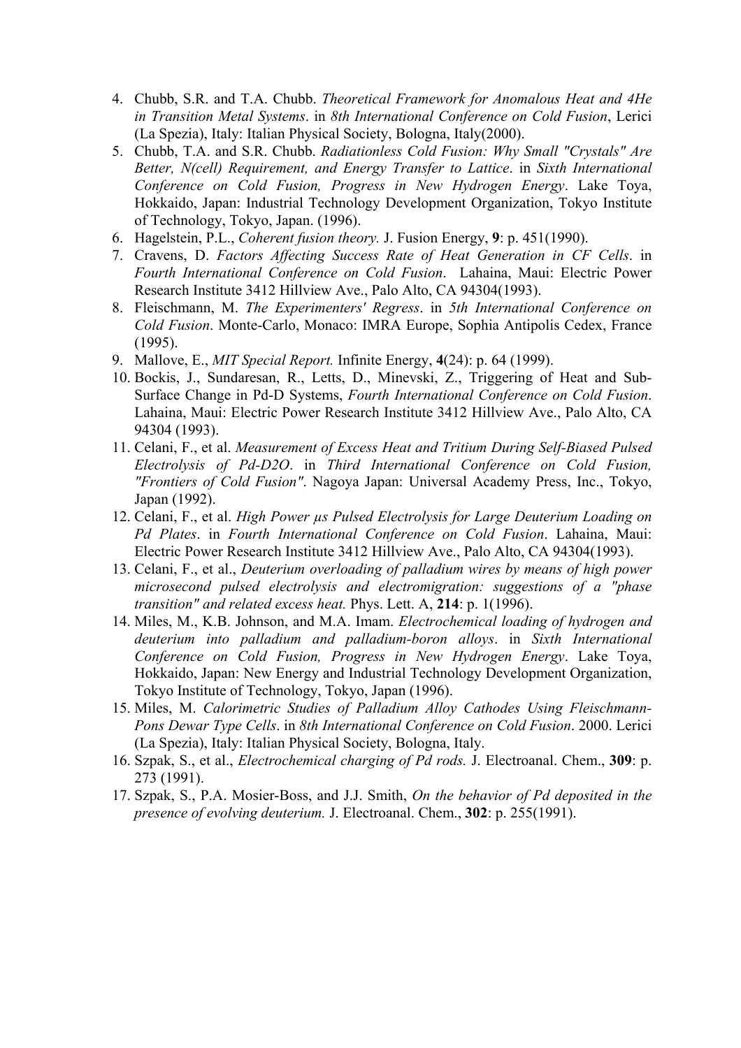4. Chubb, S.R. and T.A. Chubb. *Theoretical Framework for Anomalous Heat and 4He in Transition Metal Systems*. in *8th International Conference on Cold Fusion*, Lerici (La Spezia), Italy: Italian Physical Society, Bologna, Italy(2000).
5. Chubb, T.A. and S.R. Chubb. *Radiationless Cold Fusion: Why Small "Crystals" Are Better, N(cell) Requirement, and Energy Transfer to Lattice*. in *Sixth International Conference on Cold Fusion, Progress in New Hydrogen Energy*. Lake Toya, Hokkaido, Japan: Industrial Technology Development Organization, Tokyo Institute of Technology, Tokyo, Japan. (1996).
6. Hagelstein, P.L., *Coherent fusion theory.* J. Fusion Energy, **9**: p. 451(1990).
7. Cravens, D. *Factors Affecting Success Rate of Heat Generation in CF Cells*. in *Fourth International Conference on Cold Fusion*. Lahaina, Maui: Electric Power Research Institute 3412 Hillview Ave., Palo Alto, CA 94304(1993).
8. Fleischmann, M. *The Experimenters' Regress*. in *5th International Conference on Cold Fusion*. Monte-Carlo, Monaco: IMRA Europe, Sophia Antipolis Cedex, France (1995).
9. Mallove, E., *MIT Special Report.* Infinite Energy, **4**(24): p. 64 (1999).
10. Bockis, J., Sundaresan, R., Letts, D., Minevski, Z., Triggering of Heat and Sub-Surface Change in Pd-D Systems, *Fourth International Conference on Cold Fusion*. Lahaina, Maui: Electric Power Research Institute 3412 Hillview Ave., Palo Alto, CA 94304 (1993).
11. Celani, F., et al. *Measurement of Excess Heat and Tritium During Self-Biased Pulsed Electrolysis of Pd-D2O*. in *Third International Conference on Cold Fusion, "Frontiers of Cold Fusion"*. Nagoya Japan: Universal Academy Press, Inc., Tokyo, Japan (1992).
12. Celani, F., et al. *High Power μs Pulsed Electrolysis for Large Deuterium Loading on Pd Plates*. in *Fourth International Conference on Cold Fusion*. Lahaina, Maui: Electric Power Research Institute 3412 Hillview Ave., Palo Alto, CA 94304(1993).
13. Celani, F., et al., *Deuterium overloading of palladium wires by means of high power microsecond pulsed electrolysis and electromigration: suggestions of a "phase transition" and related excess heat.* Phys. Lett. A, **214**: p. 1(1996).
14. Miles, M., K.B. Johnson, and M.A. Imam. *Electrochemical loading of hydrogen and deuterium into palladium and palladium-boron alloys*. in *Sixth International Conference on Cold Fusion, Progress in New Hydrogen Energy*. Lake Toya, Hokkaido, Japan: New Energy and Industrial Technology Development Organization, Tokyo Institute of Technology, Tokyo, Japan (1996).
15. Miles, M. *Calorimetric Studies of Palladium Alloy Cathodes Using Fleischmann-Pons Dewar Type Cells*. in *8th International Conference on Cold Fusion*. 2000. Lerici (La Spezia), Italy: Italian Physical Society, Bologna, Italy.
16. Szpak, S., et al., *Electrochemical charging of Pd rods.* J. Electroanal. Chem., **309**: p. 273 (1991).
17. Szpak, S., P.A. Mosier-Boss, and J.J. Smith, *On the behavior of Pd deposited in the presence of evolving deuterium.* J. Electroanal. Chem., **302**: p. 255(1991).